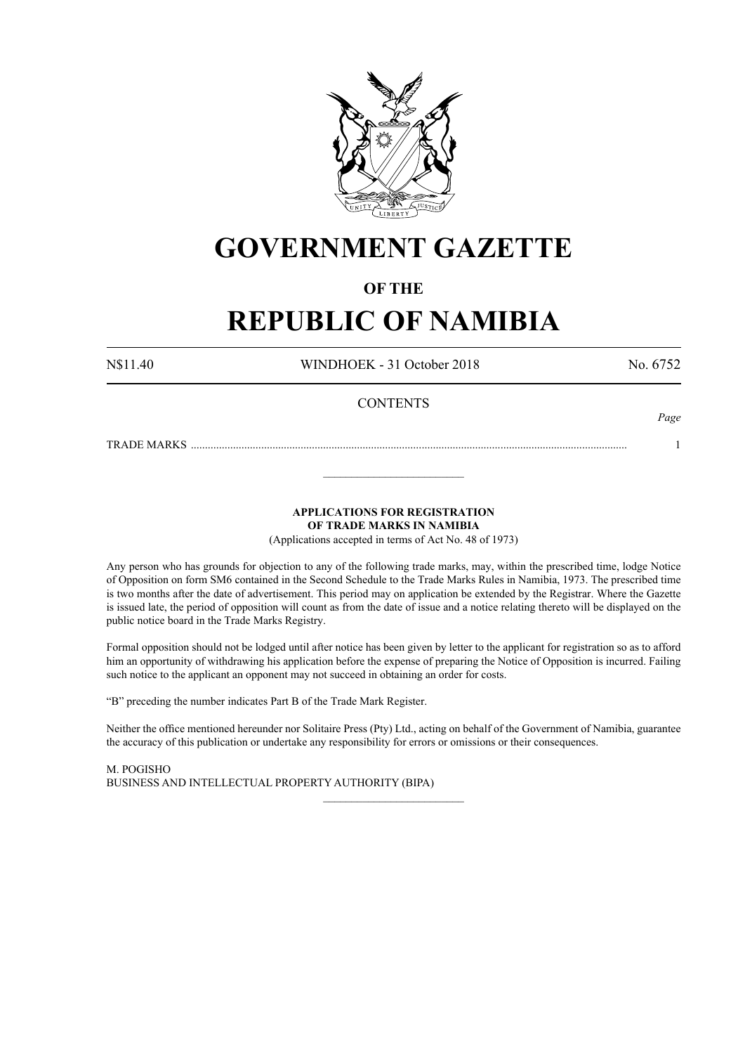# GOVERNMENT GAZETTE

## OF THE

# REPUBLIC OF NAMIBIA

N$11.40 WINDHOEK - 31 October 2018 No. 6752

CONTENTS

*Page*

TRADE MARKS ........................................................................................................................................................... 1

---

**APPLICATIONS FOR REGISTRATION OF TRADE MARKS IN NAMIBIA**

(Applications accepted in terms of Act No. 48 of 1973)

Any person who has grounds for objection to any of the following trade marks, may, within the prescribed time, lodge Notice of Opposition on form SM6 contained in the Second Schedule to the Trade Marks Rules in Namibia, 1973. The prescribed time is two months after the date of advertisement. This period may on application be extended by the Registrar. Where the Gazette is issued late, the period of opposition will count as from the date of issue and a notice relating thereto will be displayed on the public notice board in the Trade Marks Registry.

Formal opposition should not be lodged until after notice has been given by letter to the applicant for registration so as to afford him an opportunity of withdrawing his application before the expense of preparing the Notice of Opposition is incurred. Failing such notice to the applicant an opponent may not succeed in obtaining an order for costs.

"B" preceding the number indicates Part B of the Trade Mark Register.

Neither the office mentioned hereunder nor Solitaire Press (Pty) Ltd., acting on behalf of the Government of Namibia, guarantee the accuracy of this publication or undertake any responsibility for errors or omissions or their consequences.

M. POGISHO
BUSINESS AND INTELLECTUAL PROPERTY AUTHORITY (BIPA)

---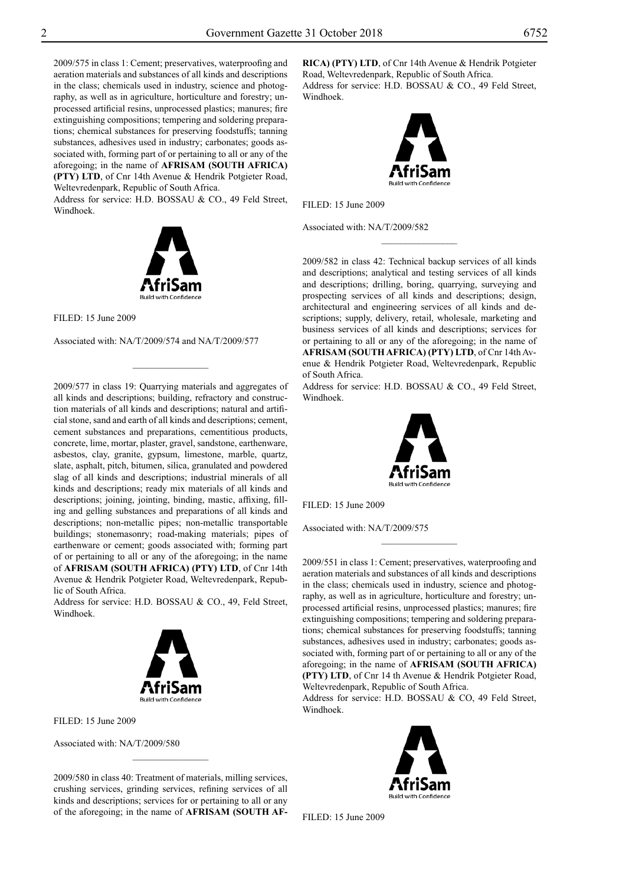2009/575 in class 1: Cement; preservatives, waterproofing and aeration materials and substances of all kinds and descriptions in the class; chemicals used in industry, science and photography, as well as in agriculture, horticulture and forestry; unprocessed artificial resins, unprocessed plastics; manures; fire extinguishing compositions; tempering and soldering preparations; chemical substances for preserving foodstuffs; tanning substances, adhesives used in industry; carbonates; goods associated with, forming part of or pertaining to all or any of the aforegoing; in the name of **AFRISAM (SOUTH AFRICA) (PTY) LTD**, of Cnr 14th Avenue & Hendrik Potgieter Road, Weltevredenpark, Republic of South Africa.
Address for service: H.D. BOSSAU & CO., 49 Feld Street, Windhoek.

FILED: 15 June 2009

Associated with: NA/T/2009/574 and NA/T/2009/577

---

2009/577 in class 19: Quarrying materials and aggregates of all kinds and descriptions; building, refractory and construction materials of all kinds and descriptions; natural and artificial stone, sand and earth of all kinds and descriptions; cement, cement substances and preparations, cementitious products, concrete, lime, mortar, plaster, gravel, sandstone, earthenware, asbestos, clay, granite, gypsum, limestone, marble, quartz, slate, asphalt, pitch, bitumen, silica, granulated and powdered slag of all kinds and descriptions; industrial minerals of all kinds and descriptions; ready mix materials of all kinds and descriptions; joining, jointing, binding, mastic, affixing, filling and gelling substances and preparations of all kinds and descriptions; non-metallic pipes; non-metallic transportable buildings; stonemasonry; road-making materials; pipes of earthenware or cement; goods associated with; forming part of or pertaining to all or any of the aforegoing; in the name of **AFRISAM (SOUTH AFRICA) (PTY) LTD**, of Cnr 14th Avenue & Hendrik Potgieter Road, Weltevredenpark, Republic of South Africa.
Address for service: H.D. BOSSAU & CO., 49, Feld Street, Windhoek.

FILED: 15 June 2009

Associated with: NA/T/2009/580

---

2009/580 in class 40: Treatment of materials, milling services, crushing services, grinding services, refining services of all kinds and descriptions; services for or pertaining to all or any of the aforegoing; in the name of **AFRISAM (SOUTH AFRICA) (PTY) LTD**, of Cnr 14th Avenue & Hendrik Potgieter Road, Weltevredenpark, Republic of South Africa.
Address for service: H.D. BOSSAU & CO., 49 Feld Street, Windhoek.

FILED: 15 June 2009

Associated with: NA/T/2009/582

---

2009/582 in class 42: Technical backup services of all kinds and descriptions; analytical and testing services of all kinds and descriptions; drilling, boring, quarrying, surveying and prospecting services of all kinds and descriptions; design, architectural and engineering services of all kinds and descriptions; supply, delivery, retail, wholesale, marketing and business services of all kinds and descriptions; services for or pertaining to all or any of the aforegoing; in the name of **AFRISAM (SOUTH AFRICA) (PTY) LTD**, of Cnr 14th Avenue & Hendrik Potgieter Road, Weltevredenpark, Republic of South Africa.
Address for service: H.D. BOSSAU & CO., 49 Feld Street, Windhoek.

FILED: 15 June 2009

Associated with: NA/T/2009/575

---

2009/551 in class 1: Cement; preservatives, waterproofing and aeration materials and substances of all kinds and descriptions in the class; chemicals used in industry, science and photography, as well as in agriculture, horticulture and forestry; unprocessed artificial resins, unprocessed plastics; manures; fire extinguishing compositions; tempering and soldering preparations; chemical substances for preserving foodstuffs; tanning substances, adhesives used in industry; carbonates; goods associated with, forming part of or pertaining to all or any of the aforegoing; in the name of **AFRISAM (SOUTH AFRICA) (PTY) LTD**, of Cnr 14 th Avenue & Hendrik Potgieter Road, Weltevredenpark, Republic of South Africa.
Address for service: H.D. BOSSAU & CO, 49 Feld Street, Windhoek.

FILED: 15 June 2009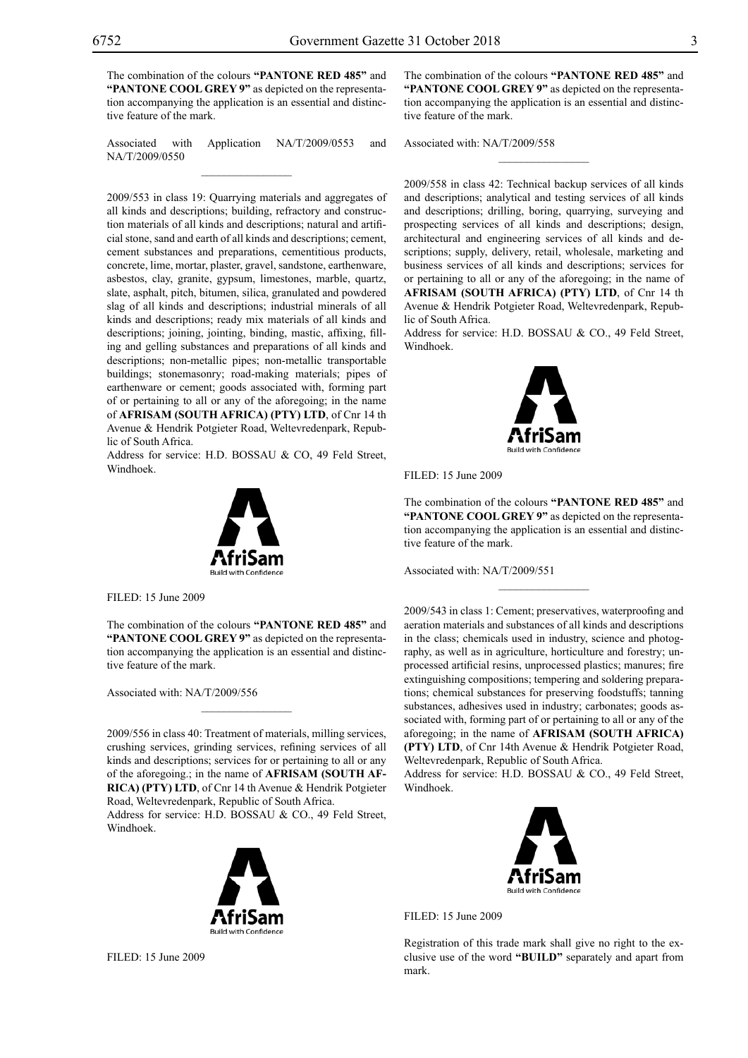The combination of the colours **"PANTONE RED 485"** and **"PANTONE COOL GREY 9"** as depicted on the representation accompanying the application is an essential and distinctive feature of the mark.

Associated with Application NA/T/2009/0553 and NA/T/2009/0550

---

2009/553 in class 19: Quarrying materials and aggregates of all kinds and descriptions; building, refractory and construction materials of all kinds and descriptions; natural and artificial stone, sand and earth of all kinds and descriptions; cement, cement substances and preparations, cementitious products, concrete, lime, mortar, plaster, gravel, sandstone, earthenware, asbestos, clay, granite, gypsum, limestones, marble, quartz, slate, asphalt, pitch, bitumen, silica, granulated and powdered slag of all kinds and descriptions; industrial minerals of all kinds and descriptions; ready mix materials of all kinds and descriptions; joining, jointing, binding, mastic, affixing, filling and gelling substances and preparations of all kinds and descriptions; non-metallic pipes; non-metallic transportable buildings; stonemasonry; road-making materials; pipes of earthenware or cement; goods associated with, forming part of or pertaining to all or any of the aforegoing; in the name of **AFRISAM (SOUTH AFRICA) (PTY) LTD**, of Cnr 14 th Avenue & Hendrik Potgieter Road, Weltevredenpark, Republic of South Africa.
Address for service: H.D. BOSSAU & CO, 49 Feld Street, Windhoek.

FILED: 15 June 2009

The combination of the colours **"PANTONE RED 485"** and **"PANTONE COOL GREY 9"** as depicted on the representation accompanying the application is an essential and distinctive feature of the mark.

Associated with: NA/T/2009/556

---

2009/556 in class 40: Treatment of materials, milling services, crushing services, grinding services, refining services of all kinds and descriptions; services for or pertaining to all or any of the aforegoing.; in the name of **AFRISAM (SOUTH AFRICA) (PTY) LTD**, of Cnr 14 th Avenue & Hendrik Potgieter Road, Weltevredenpark, Republic of South Africa.
Address for service: H.D. BOSSAU & CO., 49 Feld Street, Windhoek.

FILED: 15 June 2009

The combination of the colours **"PANTONE RED 485"** and **"PANTONE COOL GREY 9"** as depicted on the representation accompanying the application is an essential and distinctive feature of the mark.

Associated with: NA/T/2009/558

---

2009/558 in class 42: Technical backup services of all kinds and descriptions; analytical and testing services of all kinds and descriptions; drilling, boring, quarrying, surveying and prospecting services of all kinds and descriptions; design, architectural and engineering services of all kinds and descriptions; supply, delivery, retail, wholesale, marketing and business services of all kinds and descriptions; services for or pertaining to all or any of the aforegoing; in the name of **AFRISAM (SOUTH AFRICA) (PTY) LTD**, of Cnr 14 th Avenue & Hendrik Potgieter Road, Weltevredenpark, Republic of South Africa.
Address for service: H.D. BOSSAU & CO., 49 Feld Street, Windhoek.

FILED: 15 June 2009

The combination of the colours **"PANTONE RED 485"** and **"PANTONE COOL GREY 9"** as depicted on the representation accompanying the application is an essential and distinctive feature of the mark.

Associated with: NA/T/2009/551

---

2009/543 in class 1: Cement; preservatives, waterproofing and aeration materials and substances of all kinds and descriptions in the class; chemicals used in industry, science and photography, as well as in agriculture, horticulture and forestry; unprocessed artificial resins, unprocessed plastics; manures; fire extinguishing compositions; tempering and soldering preparations; chemical substances for preserving foodstuffs; tanning substances, adhesives used in industry; carbonates; goods associated with, forming part of or pertaining to all or any of the aforegoing; in the name of **AFRISAM (SOUTH AFRICA) (PTY) LTD**, of Cnr 14th Avenue & Hendrik Potgieter Road, Weltevredenpark, Republic of South Africa.
Address for service: H.D. BOSSAU & CO., 49 Feld Street, Windhoek.

FILED: 15 June 2009

Registration of this trade mark shall give no right to the exclusive use of the word **"BUILD"** separately and apart from mark.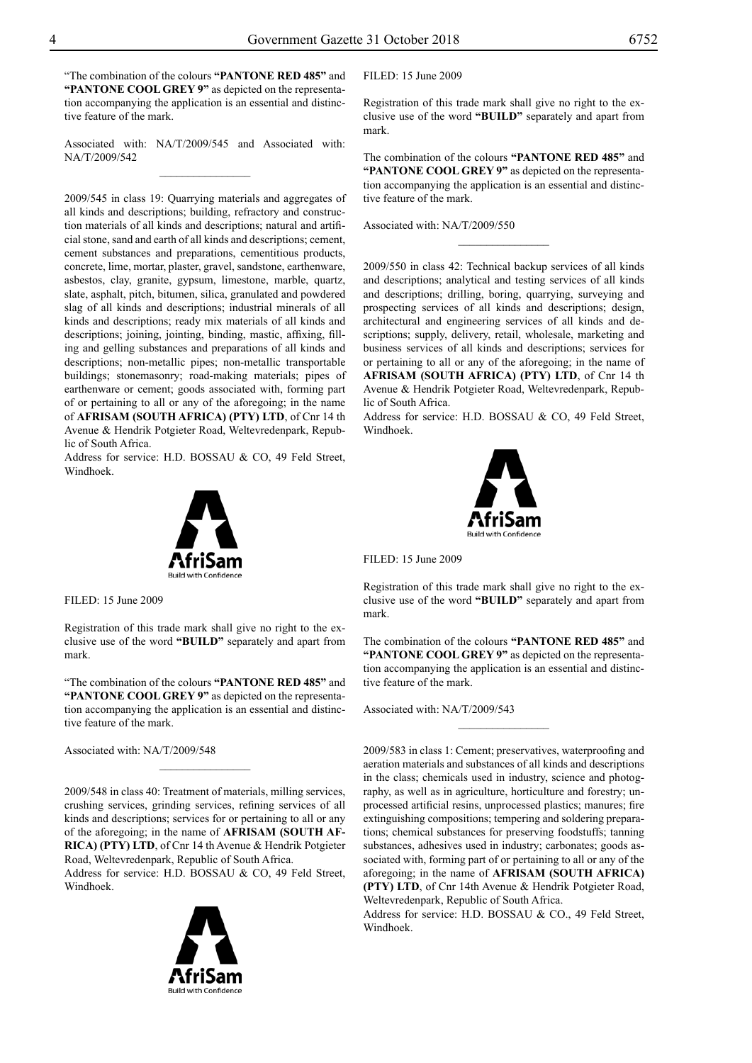"The combination of the colours **"PANTONE RED 485"** and **"PANTONE COOL GREY 9"** as depicted on the representation accompanying the application is an essential and distinctive feature of the mark.

Associated with: NA/T/2009/545 and Associated with: NA/T/2009/542

---

2009/545 in class 19: Quarrying materials and aggregates of all kinds and descriptions; building, refractory and construction materials of all kinds and descriptions; natural and artificial stone, sand and earth of all kinds and descriptions; cement, cement substances and preparations, cementitious products, concrete, lime, mortar, plaster, gravel, sandstone, earthenware, asbestos, clay, granite, gypsum, limestone, marble, quartz, slate, asphalt, pitch, bitumen, silica, granulated and powdered slag of all kinds and descriptions; industrial minerals of all kinds and descriptions; ready mix materials of all kinds and descriptions; joining, jointing, binding, mastic, affixing, filling and gelling substances and preparations of all kinds and descriptions; non-metallic pipes; non-metallic transportable buildings; stonemasonry; road-making materials; pipes of earthenware or cement; goods associated with, forming part of or pertaining to all or any of the aforegoing; in the name of **AFRISAM (SOUTH AFRICA) (PTY) LTD**, of Cnr 14 th Avenue & Hendrik Potgieter Road, Weltevredenpark, Republic of South Africa.
Address for service: H.D. BOSSAU & CO, 49 Feld Street, Windhoek.

AfriSam
Build with Confidence

FILED: 15 June 2009

Registration of this trade mark shall give no right to the exclusive use of the word **"BUILD"** separately and apart from mark.

"The combination of the colours **"PANTONE RED 485"** and **"PANTONE COOL GREY 9"** as depicted on the representation accompanying the application is an essential and distinctive feature of the mark.

Associated with: NA/T/2009/548

---

2009/548 in class 40: Treatment of materials, milling services, crushing services, grinding services, refining services of all kinds and descriptions; services for or pertaining to all or any of the aforegoing; in the name of **AFRISAM (SOUTH AFRICA) (PTY) LTD**, of Cnr 14 th Avenue & Hendrik Potgieter Road, Weltevredenpark, Republic of South Africa.
Address for service: H.D. BOSSAU & CO, 49 Feld Street, Windhoek.

AfriSam
Build with Confidence

FILED: 15 June 2009

Registration of this trade mark shall give no right to the exclusive use of the word **"BUILD"** separately and apart from mark.

The combination of the colours **"PANTONE RED 485"** and **"PANTONE COOL GREY 9"** as depicted on the representation accompanying the application is an essential and distinctive feature of the mark.

Associated with: NA/T/2009/550

---

2009/550 in class 42: Technical backup services of all kinds and descriptions; analytical and testing services of all kinds and descriptions; drilling, boring, quarrying, surveying and prospecting services of all kinds and descriptions; design, architectural and engineering services of all kinds and descriptions; supply, delivery, retail, wholesale, marketing and business services of all kinds and descriptions; services for or pertaining to all or any of the aforegoing; in the name of **AFRISAM (SOUTH AFRICA) (PTY) LTD**, of Cnr 14 th Avenue & Hendrik Potgieter Road, Weltevredenpark, Republic of South Africa.
Address for service: H.D. BOSSAU & CO, 49 Feld Street, Windhoek.

AfriSam
Build with Confidence

FILED: 15 June 2009

Registration of this trade mark shall give no right to the exclusive use of the word **"BUILD"** separately and apart from mark.

The combination of the colours **"PANTONE RED 485"** and **"PANTONE COOL GREY 9"** as depicted on the representation accompanying the application is an essential and distinctive feature of the mark.

Associated with: NA/T/2009/543

---

2009/583 in class 1: Cement; preservatives, waterproofing and aeration materials and substances of all kinds and descriptions in the class; chemicals used in industry, science and photography, as well as in agriculture, horticulture and forestry; unprocessed artificial resins, unprocessed plastics; manures; fire extinguishing compositions; tempering and soldering preparations; chemical substances for preserving foodstuffs; tanning substances, adhesives used in industry; carbonates; goods associated with, forming part of or pertaining to all or any of the aforegoing; in the name of **AFRISAM (SOUTH AFRICA) (PTY) LTD**, of Cnr 14th Avenue & Hendrik Potgieter Road, Weltevredenpark, Republic of South Africa.
Address for service: H.D. BOSSAU & CO., 49 Feld Street, Windhoek.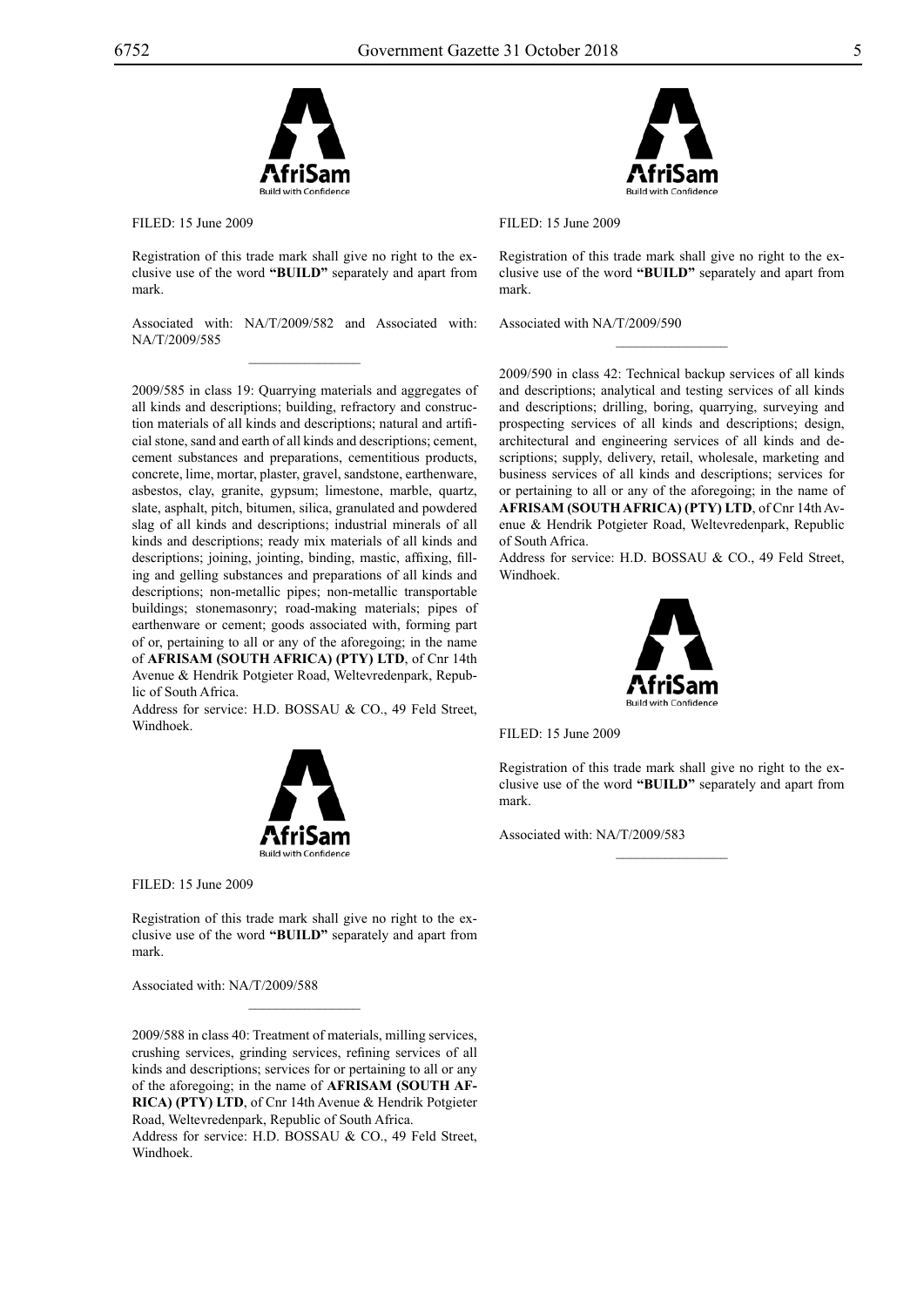AfriSam

Build with Confidence

FILED: 15 June 2009

Registration of this trade mark shall give no right to the exclusive use of the word **"BUILD"** separately and apart from mark.

Associated with: NA/T/2009/582 and Associated with: NA/T/2009/585

---

2009/585 in class 19: Quarrying materials and aggregates of all kinds and descriptions; building, refractory and construction materials of all kinds and descriptions; natural and artificial stone, sand and earth of all kinds and descriptions; cement, cement substances and preparations, cementitious products, concrete, lime, mortar, plaster, gravel, sandstone, earthenware, asbestos, clay, granite, gypsum; limestone, marble, quartz, slate, asphalt, pitch, bitumen, silica, granulated and powdered slag of all kinds and descriptions; industrial minerals of all kinds and descriptions; ready mix materials of all kinds and descriptions; joining, jointing, binding, mastic, affixing, filling and gelling substances and preparations of all kinds and descriptions; non-metallic pipes; non-metallic transportable buildings; stonemasonry; road-making materials; pipes of earthenware or cement; goods associated with, forming part of or, pertaining to all or any of the aforegoing; in the name of **AFRISAM (SOUTH AFRICA) (PTY) LTD**, of Cnr 14th Avenue & Hendrik Potgieter Road, Weltevredenpark, Republic of South Africa.

Address for service: H.D. BOSSAU & CO., 49 Feld Street, Windhoek.

AfriSam

Build with Confidence

FILED: 15 June 2009

Registration of this trade mark shall give no right to the exclusive use of the word **"BUILD"** separately and apart from mark.

Associated with: NA/T/2009/588

---

2009/588 in class 40: Treatment of materials, milling services, crushing services, grinding services, refining services of all kinds and descriptions; services for or pertaining to all or any of the aforegoing; in the name of **AFRISAM (SOUTH AFRICA) (PTY) LTD**, of Cnr 14th Avenue & Hendrik Potgieter Road, Weltevredenpark, Republic of South Africa.

Address for service: H.D. BOSSAU & CO., 49 Feld Street, Windhoek.

AfriSam

Build with Confidence

FILED: 15 June 2009

Registration of this trade mark shall give no right to the exclusive use of the word **"BUILD"** separately and apart from mark.

Associated with NA/T/2009/590

---

2009/590 in class 42: Technical backup services of all kinds and descriptions; analytical and testing services of all kinds and descriptions; drilling, boring, quarrying, surveying and prospecting services of all kinds and descriptions; design, architectural and engineering services of all kinds and descriptions; supply, delivery, retail, wholesale, marketing and business services of all kinds and descriptions; services for or pertaining to all or any of the aforegoing; in the name of **AFRISAM (SOUTH AFRICA) (PTY) LTD**, of Cnr 14th Avenue & Hendrik Potgieter Road, Weltevredenpark, Republic of South Africa.

Address for service: H.D. BOSSAU & CO., 49 Feld Street, Windhoek.

AfriSam

Build with Confidence

FILED: 15 June 2009

Registration of this trade mark shall give no right to the exclusive use of the word **"BUILD"** separately and apart from mark.

Associated with: NA/T/2009/583

---